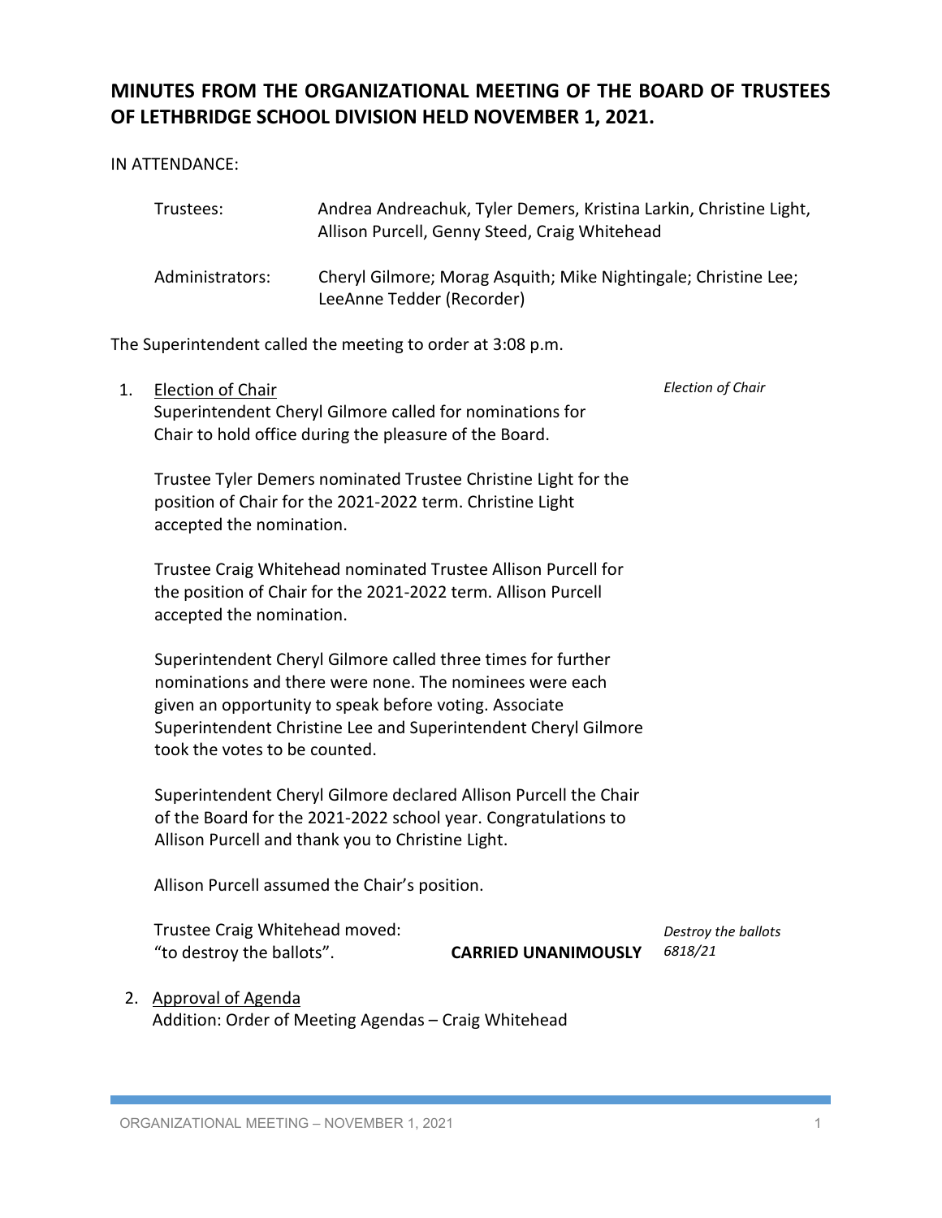# MINUTES FROM THE ORGANIZATIONAL MEETING OF THE BOARD OF TRUSTEES OF LETHBRIDGE SCHOOL DIVISION HELD NOVEMBER 1, 2021.

IN ATTENDANCE:

| | |
|---|---|
| Trustees: | Andrea Andreachuk, Tyler Demers, Kristina Larkin, Christine Light, Allison Purcell, Genny Steed, Craig Whitehead |
| Administrators: | Cheryl Gilmore; Morag Asquith; Mike Nightingale; Christine Lee; LeeAnne Tedder (Recorder) |

The Superintendent called the meeting to order at 3:08 p.m.

1. Election of Chair

   *Election of Chair*

   Superintendent Cheryl Gilmore called for nominations for Chair to hold office during the pleasure of the Board.

   Trustee Tyler Demers nominated Trustee Christine Light for the position of Chair for the 2021-2022 term. Christine Light accepted the nomination.

   Trustee Craig Whitehead nominated Trustee Allison Purcell for the position of Chair for the 2021-2022 term. Allison Purcell accepted the nomination.

   Superintendent Cheryl Gilmore called three times for further nominations and there were none. The nominees were each given an opportunity to speak before voting. Associate Superintendent Christine Lee and Superintendent Cheryl Gilmore took the votes to be counted.

   Superintendent Cheryl Gilmore declared Allison Purcell the Chair of the Board for the 2021-2022 school year. Congratulations to Allison Purcell and thank you to Christine Light.

   Allison Purcell assumed the Chair's position.

   Trustee Craig Whitehead moved:
   "to destroy the ballots". **CARRIED UNANIMOUSLY**

   *Destroy the ballots 6818/21*

2. Approval of Agenda

   Addition: Order of Meeting Agendas – Craig Whitehead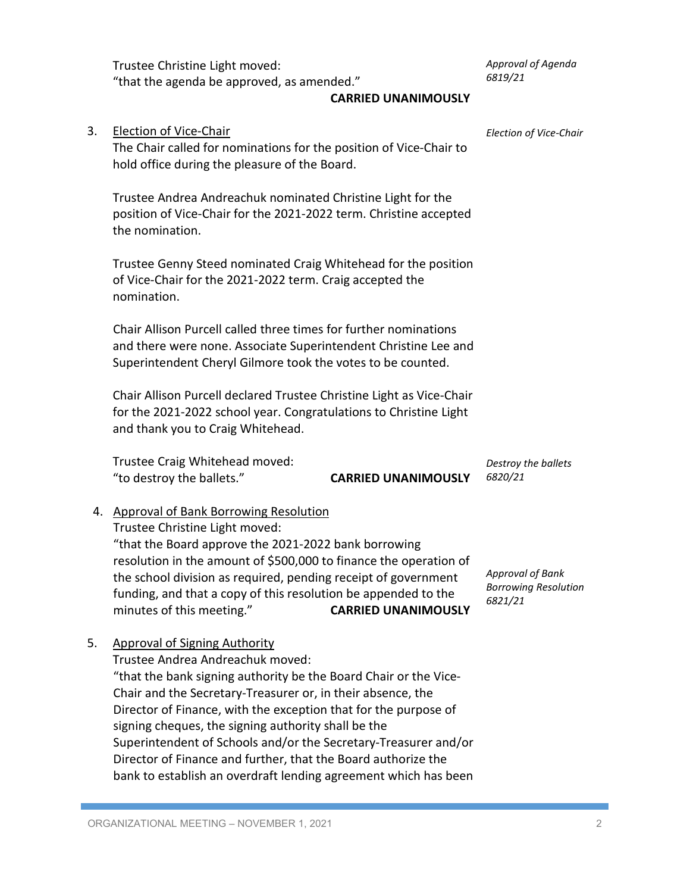Trustee Christine Light moved:
"that the agenda be approved, as amended."
**CARRIED UNANIMOUSLY**

*Approval of Agenda 6819/21*

3. Election of Vice-Chair

*Election of Vice-Chair*

The Chair called for nominations for the position of Vice-Chair to hold office during the pleasure of the Board.

Trustee Andrea Andreachuk nominated Christine Light for the position of Vice-Chair for the 2021-2022 term. Christine accepted the nomination.

Trustee Genny Steed nominated Craig Whitehead for the position of Vice-Chair for the 2021-2022 term. Craig accepted the nomination.

Chair Allison Purcell called three times for further nominations and there were none. Associate Superintendent Christine Lee and Superintendent Cheryl Gilmore took the votes to be counted.

Chair Allison Purcell declared Trustee Christine Light as Vice-Chair for the 2021-2022 school year. Congratulations to Christine Light and thank you to Craig Whitehead.

Trustee Craig Whitehead moved:
"to destroy the ballets." **CARRIED UNANIMOUSLY**

*Destroy the ballets 6820/21*

4. Approval of Bank Borrowing Resolution

Trustee Christine Light moved:
"that the Board approve the 2021-2022 bank borrowing resolution in the amount of $500,000 to finance the operation of the school division as required, pending receipt of government funding, and that a copy of this resolution be appended to the minutes of this meeting." **CARRIED UNANIMOUSLY**

*Approval of Bank Borrowing Resolution 6821/21*

5. Approval of Signing Authority

Trustee Andrea Andreachuk moved:
"that the bank signing authority be the Board Chair or the Vice-Chair and the Secretary-Treasurer or, in their absence, the Director of Finance, with the exception that for the purpose of signing cheques, the signing authority shall be the Superintendent of Schools and/or the Secretary-Treasurer and/or Director of Finance and further, that the Board authorize the bank to establish an overdraft lending agreement which has been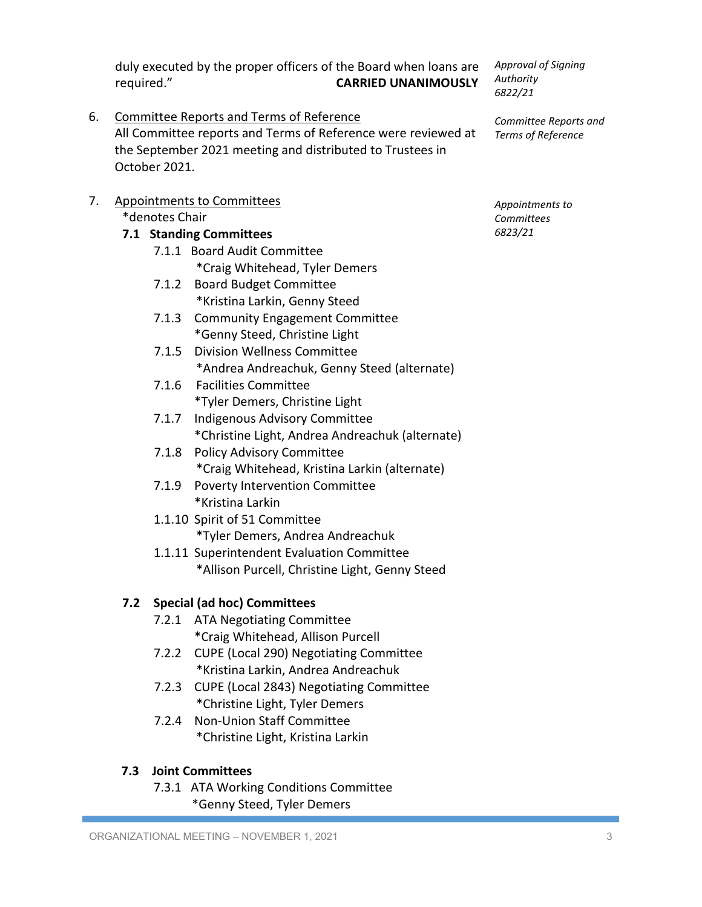duly executed by the proper officers of the Board when loans are required." **CARRIED UNANIMOUSLY**

*Approval of Signing Authority 6822/21*

6. Committee Reports and Terms of Reference
   All Committee reports and Terms of Reference were reviewed at the September 2021 meeting and distributed to Trustees in October 2021.

*Committee Reports and Terms of Reference*

7. Appointments to Committees
   *denotes Chair

*Appointments to Committees 6823/21*

**7.1 Standing Committees**

- 7.1.1 Board Audit Committee
  *Craig Whitehead, Tyler Demers
- 7.1.2 Board Budget Committee
  *Kristina Larkin, Genny Steed
- 7.1.3 Community Engagement Committee
  *Genny Steed, Christine Light
- 7.1.5 Division Wellness Committee
  *Andrea Andreachuk, Genny Steed (alternate)
- 7.1.6 Facilities Committee
  *Tyler Demers, Christine Light
- 7.1.7 Indigenous Advisory Committee
  *Christine Light, Andrea Andreachuk (alternate)
- 7.1.8 Policy Advisory Committee
  *Craig Whitehead, Kristina Larkin (alternate)
- 7.1.9 Poverty Intervention Committee
  *Kristina Larkin
- 1.1.10 Spirit of 51 Committee
  *Tyler Demers, Andrea Andreachuk
- 1.1.11 Superintendent Evaluation Committee
  *Allison Purcell, Christine Light, Genny Steed

**7.2 Special (ad hoc) Committees**

- 7.2.1 ATA Negotiating Committee
  *Craig Whitehead, Allison Purcell
- 7.2.2 CUPE (Local 290) Negotiating Committee
  *Kristina Larkin, Andrea Andreachuk
- 7.2.3 CUPE (Local 2843) Negotiating Committee
  *Christine Light, Tyler Demers
- 7.2.4 Non-Union Staff Committee
  *Christine Light, Kristina Larkin

**7.3 Joint Committees**

- 7.3.1 ATA Working Conditions Committee
  *Genny Steed, Tyler Demers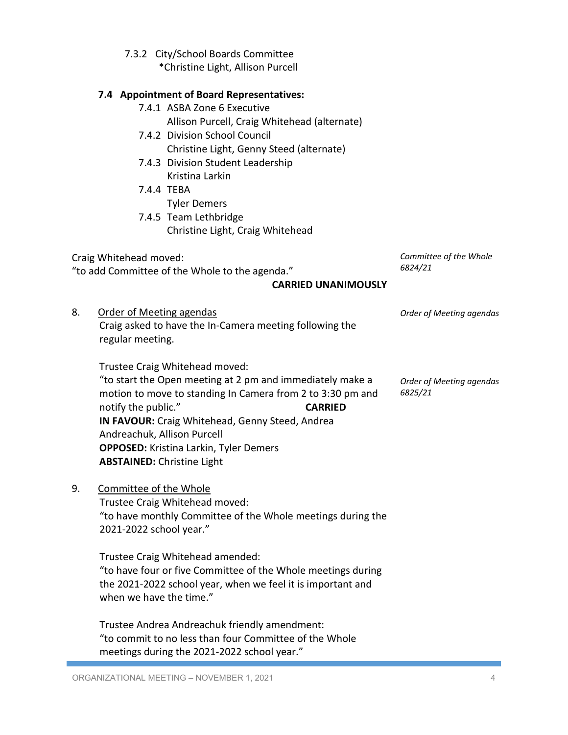7.3.2 City/School Boards Committee
*Christine Light, Allison Purcell

**7.4 Appointment of Board Representatives:**

7.4.1 ASBA Zone 6 Executive
Allison Purcell, Craig Whitehead (alternate)

7.4.2 Division School Council
Christine Light, Genny Steed (alternate)

7.4.3 Division Student Leadership
Kristina Larkin

7.4.4 TEBA
Tyler Demers

7.4.5 Team Lethbridge
Christine Light, Craig Whitehead

*Committee of the Whole 6824/21*

Craig Whitehead moved:
"to add Committee of the Whole to the agenda."

**CARRIED UNANIMOUSLY**

8. Order of Meeting agendas

*Order of Meeting agendas*

Craig asked to have the In-Camera meeting following the regular meeting.

*Order of Meeting agendas 6825/21*

Trustee Craig Whitehead moved:
"to start the Open meeting at 2 pm and immediately make a motion to move to standing In Camera from 2 to 3:30 pm and notify the public." **CARRIED**

**IN FAVOUR:** Craig Whitehead, Genny Steed, Andrea Andreachuk, Allison Purcell
**OPPOSED:** Kristina Larkin, Tyler Demers
**ABSTAINED:** Christine Light

9. Committee of the Whole

Trustee Craig Whitehead moved:
"to have monthly Committee of the Whole meetings during the 2021-2022 school year."

Trustee Craig Whitehead amended:
"to have four or five Committee of the Whole meetings during the 2021-2022 school year, when we feel it is important and when we have the time."

Trustee Andrea Andreachuk friendly amendment:
"to commit to no less than four Committee of the Whole meetings during the 2021-2022 school year."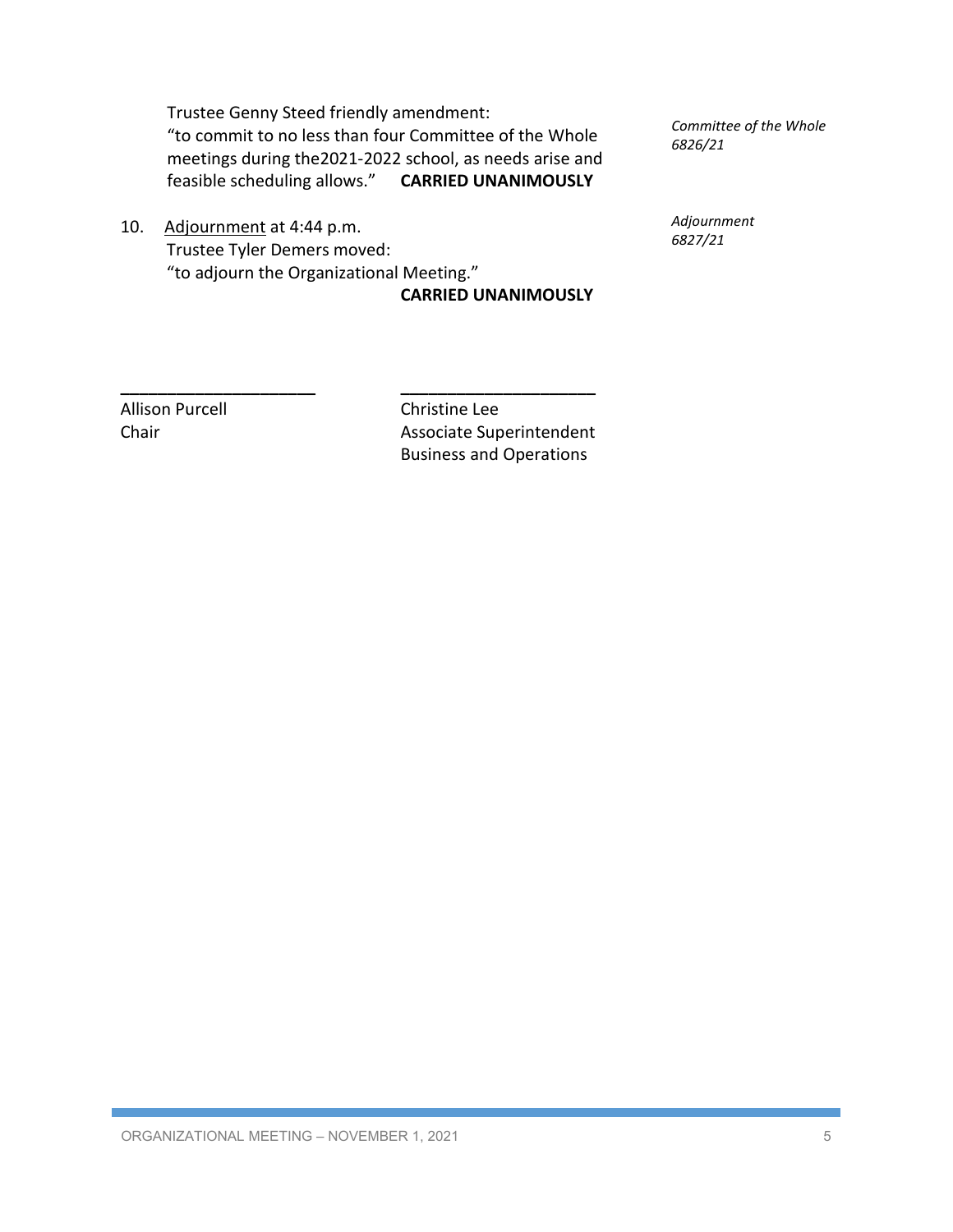Trustee Genny Steed friendly amendment:
"to commit to no less than four Committee of the Whole meetings during the2021-2022 school, as needs arise and feasible scheduling allows." **CARRIED UNANIMOUSLY**

*Committee of the Whole 6826/21*

10. Adjournment at 4:44 p.m.
    Trustee Tyler Demers moved:
    "to adjourn the Organizational Meeting."
    **CARRIED UNANIMOUSLY**

*Adjournment 6827/21*

\_\_\_\_\_\_\_\_\_\_\_\_\_\_\_\_\_\_\_\_\_\_
Allison Purcell
Chair

\_\_\_\_\_\_\_\_\_\_\_\_\_\_\_\_\_\_\_\_\_\_
Christine Lee
Associate Superintendent
Business and Operations